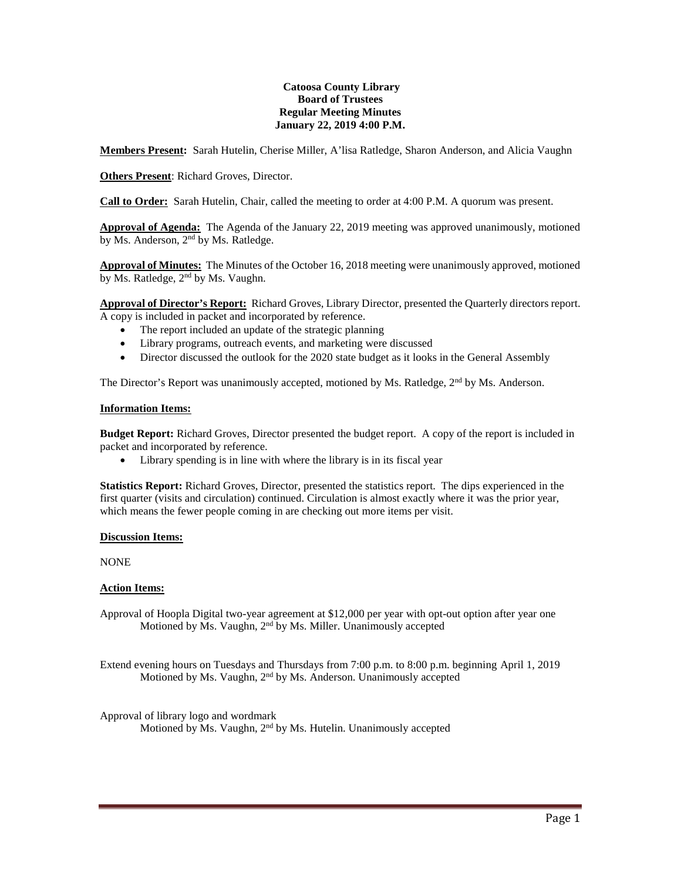**Catoosa County Library**
**Board of Trustees**
**Regular Meeting Minutes**
**January 22, 2019 4:00 P.M.**

**Members Present:** Sarah Hutelin, Cherise Miller, A'lisa Ratledge, Sharon Anderson, and Alicia Vaughn

**Others Present**: Richard Groves, Director.

**Call to Order:** Sarah Hutelin, Chair, called the meeting to order at 4:00 P.M. A quorum was present.

**Approval of Agenda:** The Agenda of the January 22, 2019 meeting was approved unanimously, motioned by Ms. Anderson, 2nd by Ms. Ratledge.

**Approval of Minutes:** The Minutes of the October 16, 2018 meeting were unanimously approved, motioned by Ms. Ratledge, 2nd by Ms. Vaughn.

**Approval of Director's Report:** Richard Groves, Library Director, presented the Quarterly directors report. A copy is included in packet and incorporated by reference.

- The report included an update of the strategic planning
- Library programs, outreach events, and marketing were discussed
- Director discussed the outlook for the 2020 state budget as it looks in the General Assembly

The Director's Report was unanimously accepted, motioned by Ms. Ratledge, 2nd by Ms. Anderson.

**Information Items:**

**Budget Report:** Richard Groves, Director presented the budget report. A copy of the report is included in packet and incorporated by reference.

- Library spending is in line with where the library is in its fiscal year

**Statistics Report:** Richard Groves, Director, presented the statistics report. The dips experienced in the first quarter (visits and circulation) continued. Circulation is almost exactly where it was the prior year, which means the fewer people coming in are checking out more items per visit.

**Discussion Items:**

NONE

**Action Items:**

Approval of Hoopla Digital two-year agreement at $12,000 per year with opt-out option after year one
Motioned by Ms. Vaughn, 2nd by Ms. Miller. Unanimously accepted

Extend evening hours on Tuesdays and Thursdays from 7:00 p.m. to 8:00 p.m. beginning April 1, 2019
Motioned by Ms. Vaughn, 2nd by Ms. Anderson. Unanimously accepted

Approval of library logo and wordmark
Motioned by Ms. Vaughn, 2nd by Ms. Hutelin. Unanimously accepted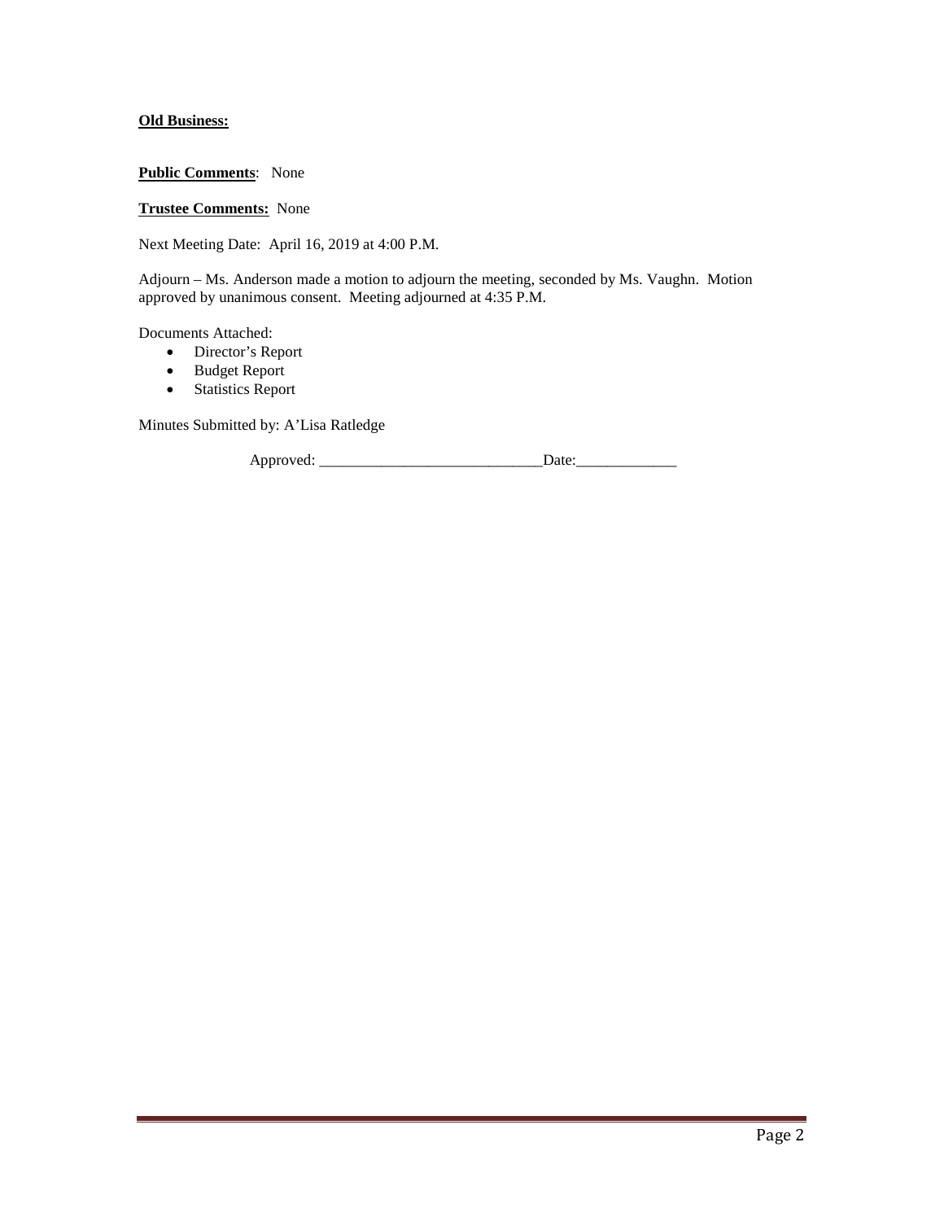**Old Business:**

**Public Comments**: None

**Trustee Comments:** None

Next Meeting Date: April 16, 2019 at 4:00 P.M.

Adjourn – Ms. Anderson made a motion to adjourn the meeting, seconded by Ms. Vaughn. Motion approved by unanimous consent. Meeting adjourned at 4:35 P.M.

Documents Attached:

- Director's Report
- Budget Report
- Statistics Report

Minutes Submitted by: A'Lisa Ratledge

Approved: _____________________________Date:_____________